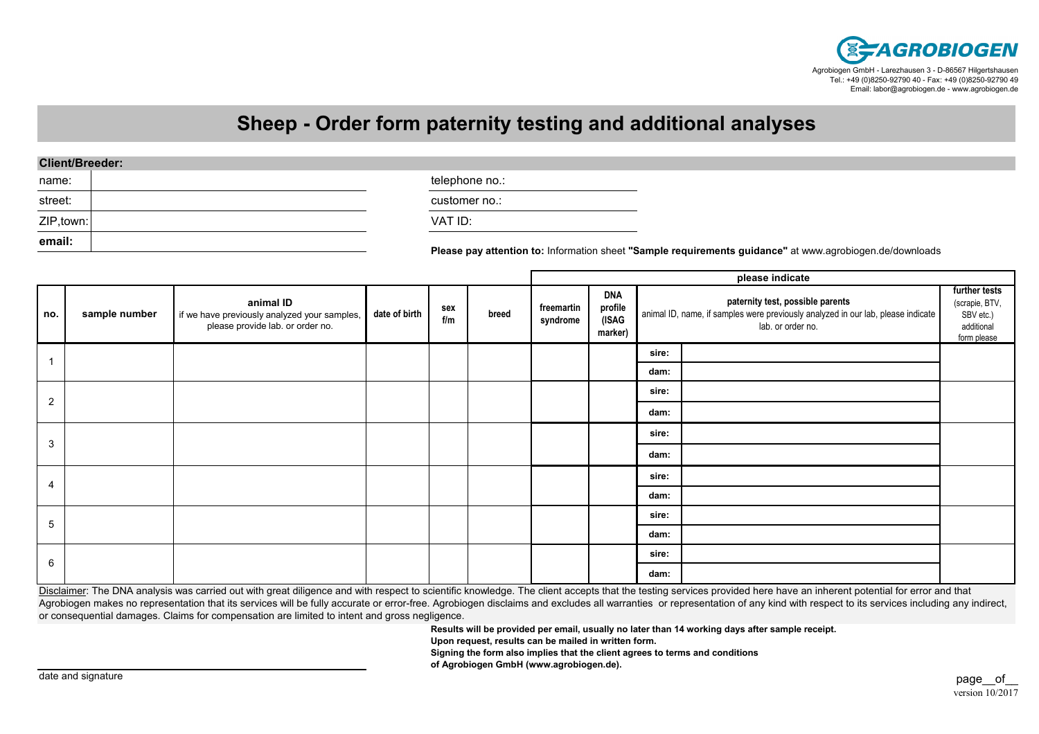**AGROBIOGEN**

Agrobiogen GmbH - Larezhausen 3 - D-86567 Hilgertshausen
Tel.: +49 (0)8250-92790 40 - Fax: +49 (0)8250-92790 49
Email: labor@agrobiogen.de - www.agrobiogen.de

# Sheep - Order form paternity testing and additional analyses

**Client/Breeder:**

| | | | |
|---|---|---|---|
| name: | | telephone no.: | |
| street: | | customer no.: | |
| ZIP,town: | | VAT ID: | |
| **email:** | | | |

**Please pay attention to:** Information sheet **"Sample requirements guidance"** at www.agrobiogen.de/downloads

| | | | | | | please indicate | | | | |
|---|---|---|---|---|---|---|---|---|---|---|
| **no.** | **sample number** | **animal ID** if we have previously analyzed your samples, please provide lab. or order no. | **date of birth** | **sex f/m** | **breed** | **freemartin syndrome** | **DNA profile (ISAG marker)** | **paternity test, possible parents** animal ID, name, if samples were previously analyzed in our lab, please indicate lab. or order no. | | **further tests** (scrapie, BTV, SBV etc.) additional form please |
| 1 | | | | | | | | **sire:** | | |
| | | | | | | | | **dam:** | | |
| 2 | | | | | | | | **sire:** | | |
| | | | | | | | | **dam:** | | |
| 3 | | | | | | | | **sire:** | | |
| | | | | | | | | **dam:** | | |
| 4 | | | | | | | | **sire:** | | |
| | | | | | | | | **dam:** | | |
| 5 | | | | | | | | **sire:** | | |
| | | | | | | | | **dam:** | | |
| 6 | | | | | | | | **sire:** | | |
| | | | | | | | | **dam:** | | |

Disclaimer: The DNA analysis was carried out with great diligence and with respect to scientific knowledge. The client accepts that the testing services provided here have an inherent potential for error and that Agrobiogen makes no representation that its services will be fully accurate or error-free. Agrobiogen disclaims and excludes all warranties or representation of any kind with respect to its services including any indirect, or consequential damages. Claims for compensation are limited to intent and gross negligence.

**Results will be provided per email, usually no later than 14 working days after sample receipt.**
**Upon request, results can be mailed in written form.**
**Signing the form also implies that the client agrees to terms and conditions of Agrobiogen GmbH (www.agrobiogen.de).**

date and signature

page__of__

version 10/2017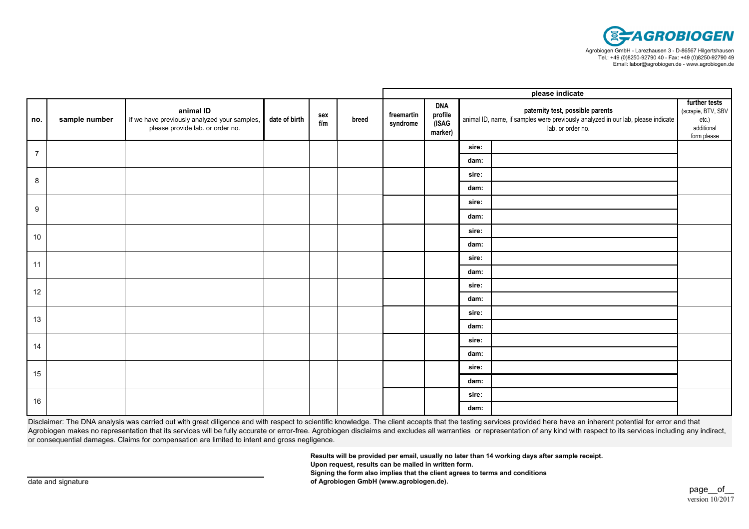**AGROBIOGEN**

Agrobiogen GmbH - Larezhausen 3 - D-86567 Hilgertshausen
Tel.: +49 (0)8250-92790 40 - Fax: +49 (0)8250-92790 49
Email: labor@agrobiogen.de - www.agrobiogen.de

| | | | | | | please indicate | | | | |
|---|---|---|---|---|---|---|---|---|---|---|
| **no.** | **sample number** | **animal ID** if we have previously analyzed your samples, please provide lab. or order no. | **date of birth** | **sex f/m** | **breed** | **freemartin syndrome** | **DNA profile (ISAG marker)** | **paternity test, possible parents** animal ID, name, if samples were previously analyzed in our lab, please indicate lab. or order no. | | **further tests** (scrapie, BTV, SBV etc.) additional form please |
| 7 | | | | | | | | **sire:** | | |
| | | | | | | | | **dam:** | | |
| 8 | | | | | | | | **sire:** | | |
| | | | | | | | | **dam:** | | |
| 9 | | | | | | | | **sire:** | | |
| | | | | | | | | **dam:** | | |
| 10 | | | | | | | | **sire:** | | |
| | | | | | | | | **dam:** | | |
| 11 | | | | | | | | **sire:** | | |
| | | | | | | | | **dam:** | | |
| 12 | | | | | | | | **sire:** | | |
| | | | | | | | | **dam:** | | |
| 13 | | | | | | | | **sire:** | | |
| | | | | | | | | **dam:** | | |
| 14 | | | | | | | | **sire:** | | |
| | | | | | | | | **dam:** | | |
| 15 | | | | | | | | **sire:** | | |
| | | | | | | | | **dam:** | | |
| 16 | | | | | | | | **sire:** | | |
| | | | | | | | | **dam:** | | |

Disclaimer: The DNA analysis was carried out with great diligence and with respect to scientific knowledge. The client accepts that the testing services provided here have an inherent potential for error and that Agrobiogen makes no representation that its services will be fully accurate or error-free. Agrobiogen disclaims and excludes all warranties or representation of any kind with respect to its services including any indirect, or consequential damages. Claims for compensation are limited to intent and gross negligence.

**Results will be provided per email, usually no later than 14 working days after sample receipt.**
**Upon request, results can be mailed in written form.**
**Signing the form also implies that the client agrees to terms and conditions of Agrobiogen GmbH (www.agrobiogen.de).**

date and signature

page__of__

version 10/2017